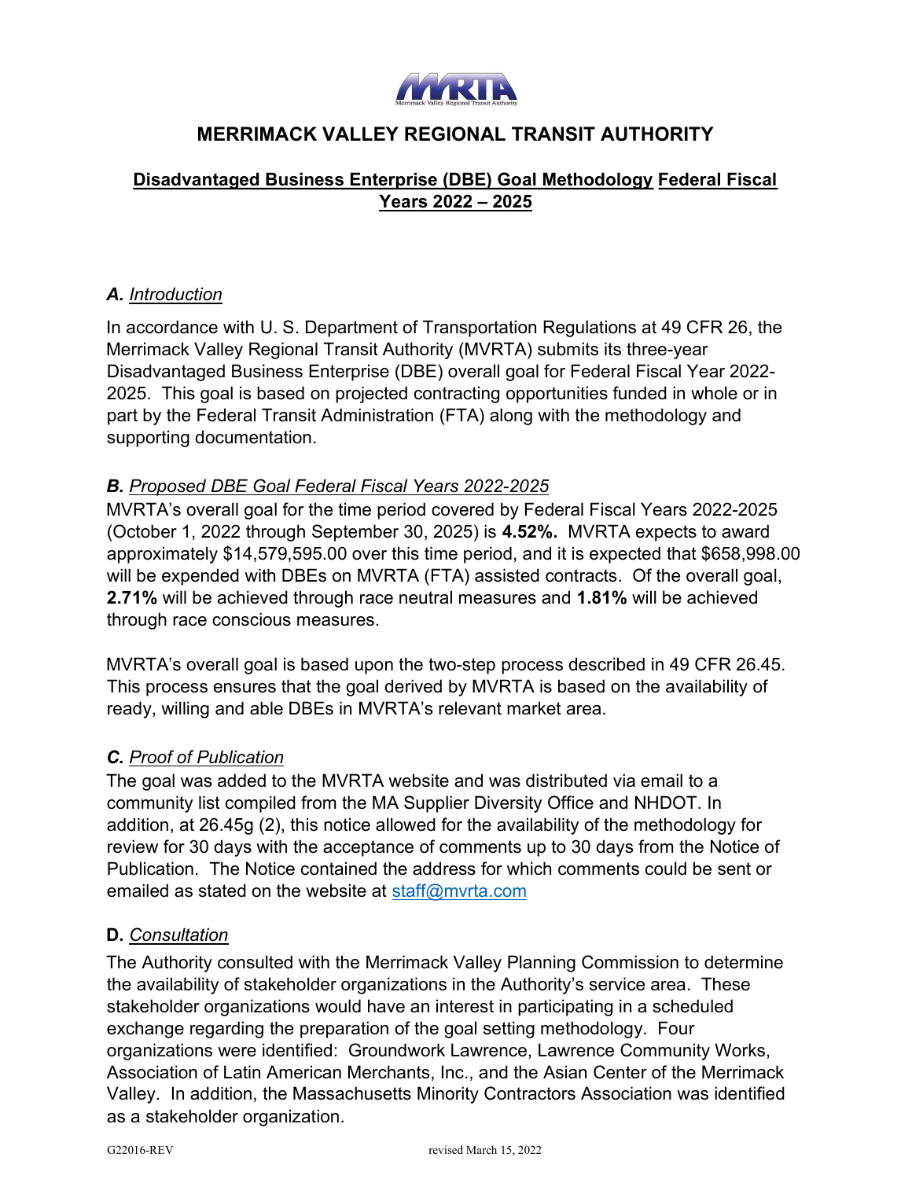# MERRIMACK VALLEY REGIONAL TRANSIT AUTHORITY

## Disadvantaged Business Enterprise (DBE) Goal Methodology Federal Fiscal Years 2022 – 2025

### *A. Introduction*

In accordance with U. S. Department of Transportation Regulations at 49 CFR 26, the Merrimack Valley Regional Transit Authority (MVRTA) submits its three-year Disadvantaged Business Enterprise (DBE) overall goal for Federal Fiscal Year 2022-2025. This goal is based on projected contracting opportunities funded in whole or in part by the Federal Transit Administration (FTA) along with the methodology and supporting documentation.

### *B. Proposed DBE Goal Federal Fiscal Years 2022-2025*

MVRTA's overall goal for the time period covered by Federal Fiscal Years 2022-2025 (October 1, 2022 through September 30, 2025) is **4.52%.** MVRTA expects to award approximately $14,579,595.00 over this time period, and it is expected that $658,998.00 will be expended with DBEs on MVRTA (FTA) assisted contracts. Of the overall goal, **2.71%** will be achieved through race neutral measures and **1.81%** will be achieved through race conscious measures.

MVRTA's overall goal is based upon the two-step process described in 49 CFR 26.45. This process ensures that the goal derived by MVRTA is based on the availability of ready, willing and able DBEs in MVRTA's relevant market area.

### *C. Proof of Publication*

The goal was added to the MVRTA website and was distributed via email to a community list compiled from the MA Supplier Diversity Office and NHDOT. In addition, at 26.45g (2), this notice allowed for the availability of the methodology for review for 30 days with the acceptance of comments up to 30 days from the Notice of Publication. The Notice contained the address for which comments could be sent or emailed as stated on the website at staff@mvrta.com

### D. *Consultation*

The Authority consulted with the Merrimack Valley Planning Commission to determine the availability of stakeholder organizations in the Authority's service area. These stakeholder organizations would have an interest in participating in a scheduled exchange regarding the preparation of the goal setting methodology. Four organizations were identified: Groundwork Lawrence, Lawrence Community Works, Association of Latin American Merchants, Inc., and the Asian Center of the Merrimack Valley. In addition, the Massachusetts Minority Contractors Association was identified as a stakeholder organization.

G22016-REV revised March 15, 2022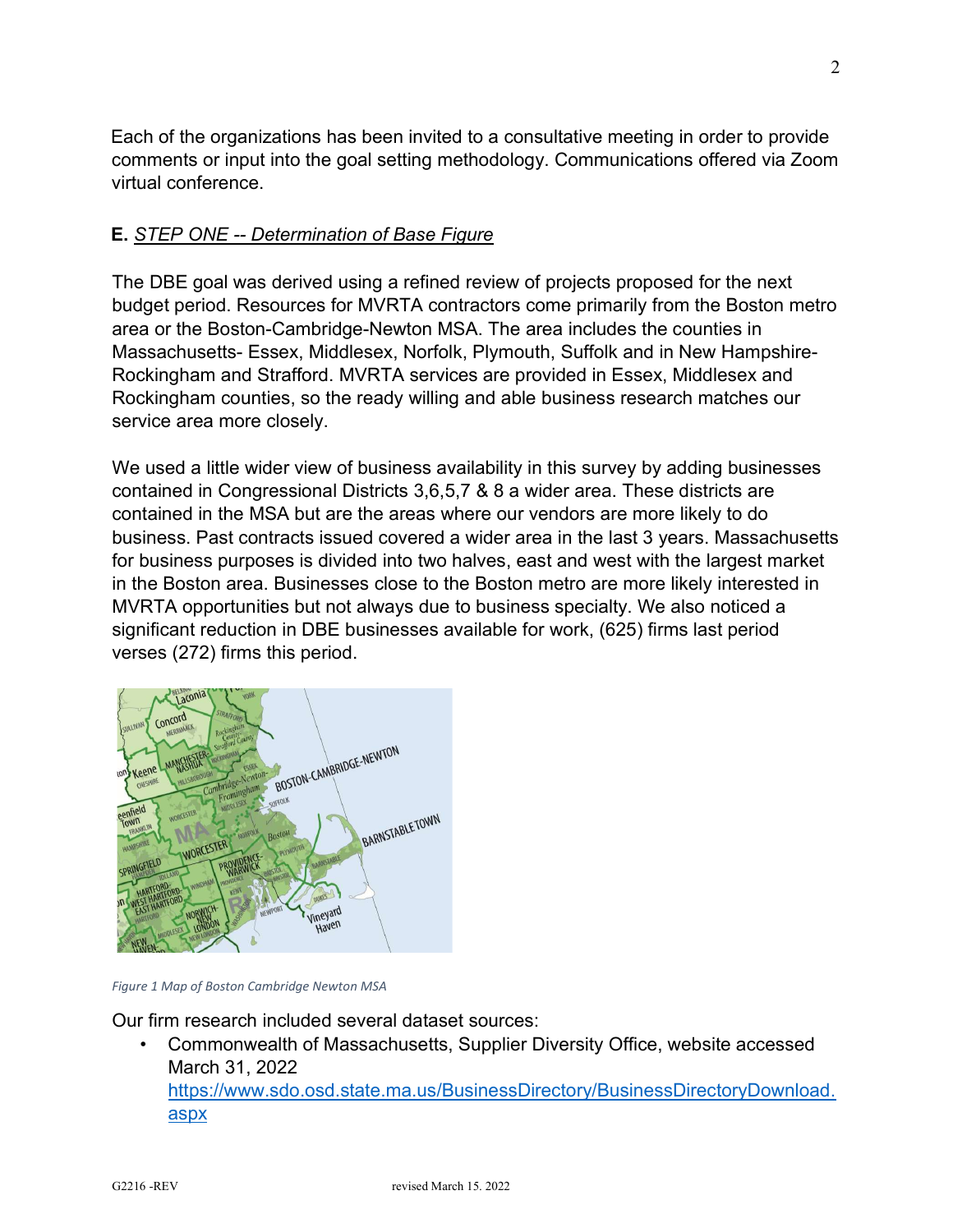Each of the organizations has been invited to a consultative meeting in order to provide comments or input into the goal setting methodology. Communications offered via Zoom virtual conference.

**E.** _STEP ONE -- Determination of Base Figure_

The DBE goal was derived using a refined review of projects proposed for the next budget period. Resources for MVRTA contractors come primarily from the Boston metro area or the Boston-Cambridge-Newton MSA. The area includes the counties in Massachusetts- Essex, Middlesex, Norfolk, Plymouth, Suffolk and in New Hampshire- Rockingham and Strafford. MVRTA services are provided in Essex, Middlesex and Rockingham counties, so the ready willing and able business research matches our service area more closely.

We used a little wider view of business availability in this survey by adding businesses contained in Congressional Districts 3,6,5,7 & 8 a wider area. These districts are contained in the MSA but are the areas where our vendors are more likely to do business. Past contracts issued covered a wider area in the last 3 years. Massachusetts for business purposes is divided into two halves, east and west with the largest market in the Boston area. Businesses close to the Boston metro are more likely interested in MVRTA opportunities but not always due to business specialty. We also noticed a significant reduction in DBE businesses available for work, (625) firms last period verses (272) firms this period.

*Figure 1 Map of Boston Cambridge Newton MSA*

Our firm research included several dataset sources:

- Commonwealth of Massachusetts, Supplier Diversity Office, website accessed March 31, 2022 https://www.sdo.osd.state.ma.us/BusinessDirectory/BusinessDirectoryDownload.aspx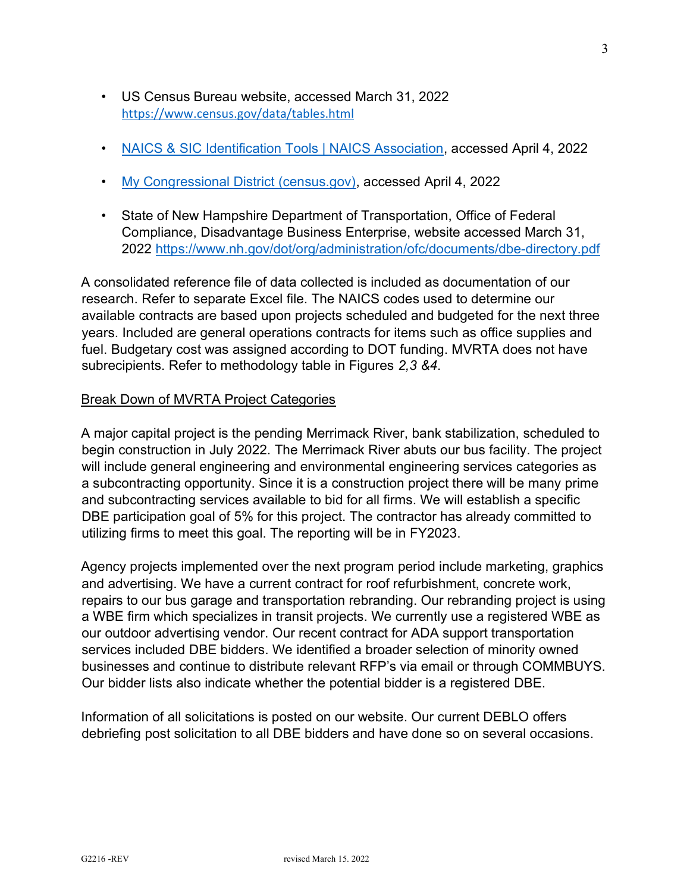- US Census Bureau website, accessed March 31, 2022 https://www.census.gov/data/tables.html
- NAICS & SIC Identification Tools | NAICS Association, accessed April 4, 2022
- My Congressional District (census.gov), accessed April 4, 2022
- State of New Hampshire Department of Transportation, Office of Federal Compliance, Disadvantage Business Enterprise, website accessed March 31, 2022 https://www.nh.gov/dot/org/administration/ofc/documents/dbe-directory.pdf

A consolidated reference file of data collected is included as documentation of our research. Refer to separate Excel file. The NAICS codes used to determine our available contracts are based upon projects scheduled and budgeted for the next three years. Included are general operations contracts for items such as office supplies and fuel. Budgetary cost was assigned according to DOT funding. MVRTA does not have subrecipients. Refer to methodology table in Figures *2,3 &4*.

<u>Break Down of MVRTA Project Categories</u>

A major capital project is the pending Merrimack River, bank stabilization, scheduled to begin construction in July 2022. The Merrimack River abuts our bus facility. The project will include general engineering and environmental engineering services categories as a subcontracting opportunity. Since it is a construction project there will be many prime and subcontracting services available to bid for all firms. We will establish a specific DBE participation goal of 5% for this project. The contractor has already committed to utilizing firms to meet this goal. The reporting will be in FY2023.

Agency projects implemented over the next program period include marketing, graphics and advertising. We have a current contract for roof refurbishment, concrete work, repairs to our bus garage and transportation rebranding. Our rebranding project is using a WBE firm which specializes in transit projects. We currently use a registered WBE as our outdoor advertising vendor. Our recent contract for ADA support transportation services included DBE bidders. We identified a broader selection of minority owned businesses and continue to distribute relevant RFP's via email or through COMMBUYS. Our bidder lists also indicate whether the potential bidder is a registered DBE.

Information of all solicitations is posted on our website. Our current DEBLO offers debriefing post solicitation to all DBE bidders and have done so on several occasions.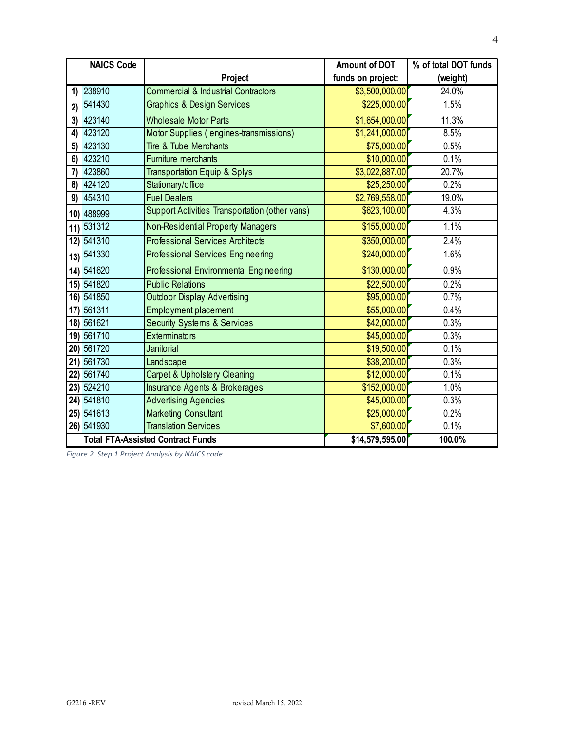| | NAICS Code | Project | Amount of DOT funds on project: | % of total DOT funds (weight) |
|---|---|---|---|---|
| 1) | 238910 | Commercial & Industrial Contractors | $3,500,000.00 | 24.0% |
| 2) | 541430 | Graphics & Design Services | $225,000.00 | 1.5% |
| 3) | 423140 | Wholesale Motor Parts | $1,654,000.00 | 11.3% |
| 4) | 423120 | Motor Supplies ( engines-transmissions) | $1,241,000.00 | 8.5% |
| 5) | 423130 | Tire & Tube Merchants | $75,000.00 | 0.5% |
| 6) | 423210 | Furniture merchants | $10,000.00 | 0.1% |
| 7) | 423860 | Transportation Equip & Splys | $3,022,887.00 | 20.7% |
| 8) | 424120 | Stationary/office | $25,250.00 | 0.2% |
| 9) | 454310 | Fuel Dealers | $2,769,558.00 | 19.0% |
| 10) | 488999 | Support Activities Transportation (other vans) | $623,100.00 | 4.3% |
| 11) | 531312 | Non-Residential Property Managers | $155,000.00 | 1.1% |
| 12) | 541310 | Professional Services Architects | $350,000.00 | 2.4% |
| 13) | 541330 | Professional Services Engineering | $240,000.00 | 1.6% |
| 14) | 541620 | Professional Environmental Engineering | $130,000.00 | 0.9% |
| 15) | 541820 | Public Relations | $22,500.00 | 0.2% |
| 16) | 541850 | Outdoor Display Advertising | $95,000.00 | 0.7% |
| 17) | 561311 | Employment placement | $55,000.00 | 0.4% |
| 18) | 561621 | Security Systems & Services | $42,000.00 | 0.3% |
| 19) | 561710 | Exterminators | $45,000.00 | 0.3% |
| 20) | 561720 | Janitorial | $19,500.00 | 0.1% |
| 21) | 561730 | Landscape | $38,200.00 | 0.3% |
| 22) | 561740 | Carpet & Upholstery Cleaning | $12,000.00 | 0.1% |
| 23) | 524210 | Insurance Agents & Brokerages | $152,000.00 | 1.0% |
| 24) | 541810 | Advertising Agencies | $45,000.00 | 0.3% |
| 25) | 541613 | Marketing Consultant | $25,000.00 | 0.2% |
| 26) | 541930 | Translation Services | $7,600.00 | 0.1% |
| | **Total FTA-Assisted Contract Funds** | | **$14,579,595.00** | **100.0%** |

*Figure 2 Step 1 Project Analysis by NAICS code*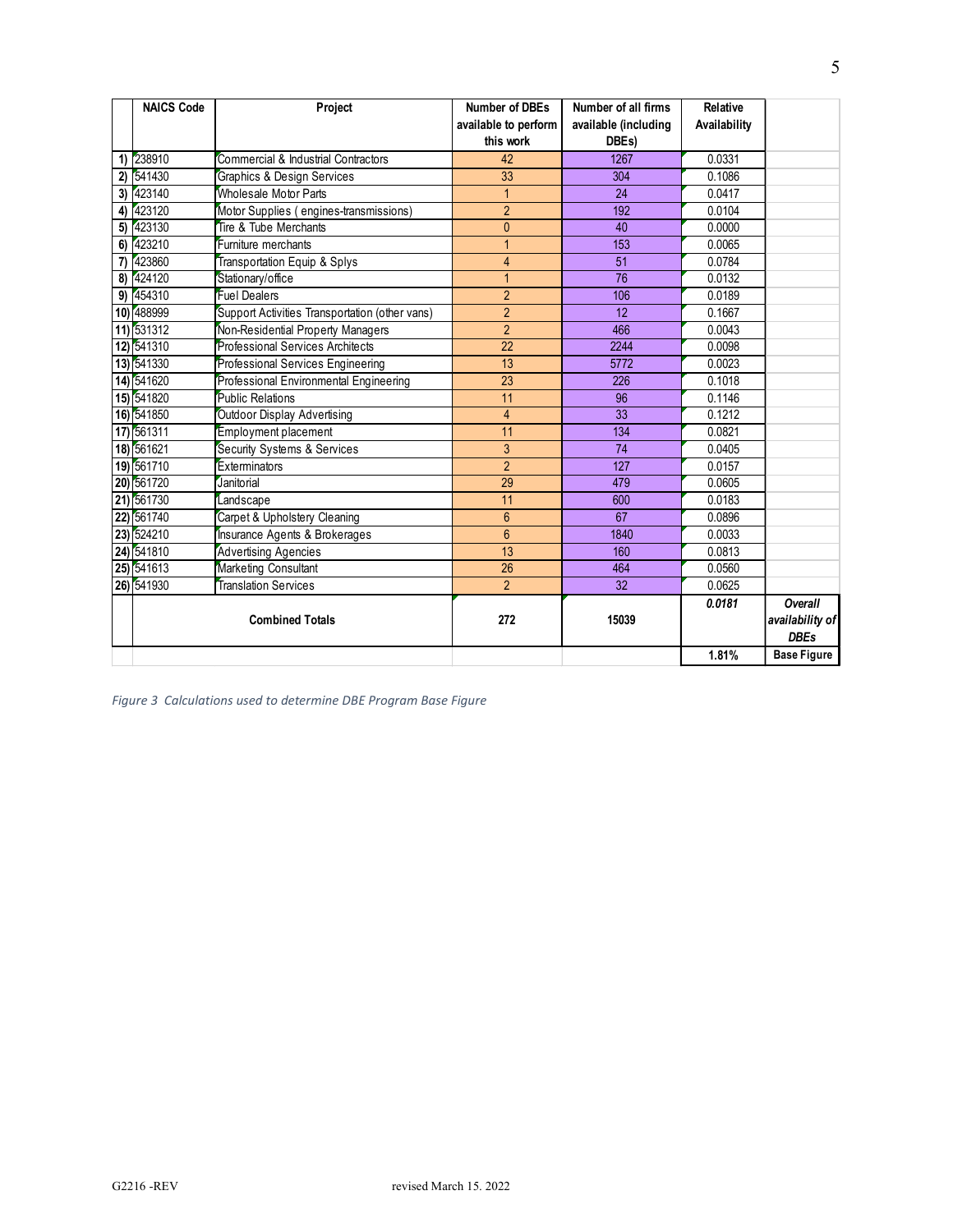| | NAICS Code | Project | Number of DBEs available to perform this work | Number of all firms available (including DBEs) | Relative Availability | |
|---|---|---|---|---|---|---|
| 1) | 238910 | Commercial & Industrial Contractors | 42 | 1267 | 0.0331 | |
| 2) | 541430 | Graphics & Design Services | 33 | 304 | 0.1086 | |
| 3) | 423140 | Wholesale Motor Parts | 1 | 24 | 0.0417 | |
| 4) | 423120 | Motor Supplies ( engines-transmissions) | 2 | 192 | 0.0104 | |
| 5) | 423130 | Tire & Tube Merchants | 0 | 40 | 0.0000 | |
| 6) | 423210 | Furniture merchants | 1 | 153 | 0.0065 | |
| 7) | 423860 | Transportation Equip & Splys | 4 | 51 | 0.0784 | |
| 8) | 424120 | Stationary/office | 1 | 76 | 0.0132 | |
| 9) | 454310 | Fuel Dealers | 2 | 106 | 0.0189 | |
| 10) | 488999 | Support Activities Transportation (other vans) | 2 | 12 | 0.1667 | |
| 11) | 531312 | Non-Residential Property Managers | 2 | 466 | 0.0043 | |
| 12) | 541310 | Professional Services Architects | 22 | 2244 | 0.0098 | |
| 13) | 541330 | Professional Services Engineering | 13 | 5772 | 0.0023 | |
| 14) | 541620 | Professional Environmental Engineering | 23 | 226 | 0.1018 | |
| 15) | 541820 | Public Relations | 11 | 96 | 0.1146 | |
| 16) | 541850 | Outdoor Display Advertising | 4 | 33 | 0.1212 | |
| 17) | 561311 | Employment placement | 11 | 134 | 0.0821 | |
| 18) | 561621 | Security Systems & Services | 3 | 74 | 0.0405 | |
| 19) | 561710 | Exterminators | 2 | 127 | 0.0157 | |
| 20) | 561720 | Janitorial | 29 | 479 | 0.0605 | |
| 21) | 561730 | Landscape | 11 | 600 | 0.0183 | |
| 22) | 561740 | Carpet & Upholstery Cleaning | 6 | 67 | 0.0896 | |
| 23) | 524210 | Insurance Agents & Brokerages | 6 | 1840 | 0.0033 | |
| 24) | 541810 | Advertising Agencies | 13 | 160 | 0.0813 | |
| 25) | 541613 | Marketing Consultant | 26 | 464 | 0.0560 | |
| 26) | 541930 | Translation Services | 2 | 32 | 0.0625 | |
| | **Combined Totals** | | **272** | **15039** | ***0.0181*** | ***Overall availability of DBEs*** |
| | | | | | **1.81%** | **Base Figure** |

*Figure 3 Calculations used to determine DBE Program Base Figure*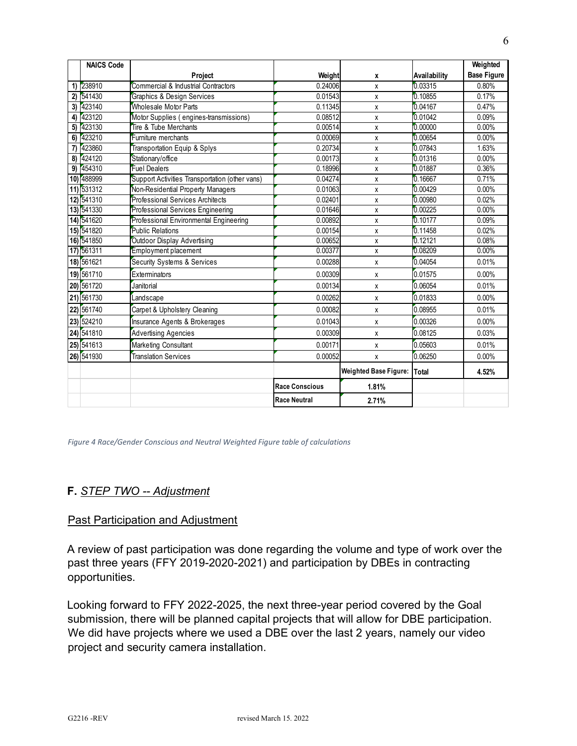| | NAICS Code | Project | Weight | x | Availability | Weighted Base Figure |
|---|---|---|---|---|---|---|
| 1) | 238910 | Commercial & Industrial Contractors | 0.24006 | x | 0.03315 | 0.80% |
| 2) | 541430 | Graphics & Design Services | 0.01543 | x | 0.10855 | 0.17% |
| 3) | 423140 | Wholesale Motor Parts | 0.11345 | x | 0.04167 | 0.47% |
| 4) | 423120 | Motor Supplies ( engines-transmissions) | 0.08512 | x | 0.01042 | 0.09% |
| 5) | 423130 | Tire & Tube Merchants | 0.00514 | x | 0.00000 | 0.00% |
| 6) | 423210 | Furniture merchants | 0.00069 | x | 0.00654 | 0.00% |
| 7) | 423860 | Transportation Equip & Splys | 0.20734 | x | 0.07843 | 1.63% |
| 8) | 424120 | Stationary/office | 0.00173 | x | 0.01316 | 0.00% |
| 9) | 454310 | Fuel Dealers | 0.18996 | x | 0.01887 | 0.36% |
| 10) | 488999 | Support Activities Transportation (other vans) | 0.04274 | x | 0.16667 | 0.71% |
| 11) | 531312 | Non-Residential Property Managers | 0.01063 | x | 0.00429 | 0.00% |
| 12) | 541310 | Professional Services Architects | 0.02401 | x | 0.00980 | 0.02% |
| 13) | 541330 | Professional Services Engineering | 0.01646 | x | 0.00225 | 0.00% |
| 14) | 541620 | Professional Environmental Engineering | 0.00892 | x | 0.10177 | 0.09% |
| 15) | 541820 | Public Relations | 0.00154 | x | 0.11458 | 0.02% |
| 16) | 541850 | Outdoor Display Advertising | 0.00652 | x | 0.12121 | 0.08% |
| 17) | 561311 | Employment placement | 0.00377 | x | 0.08209 | 0.00% |
| 18) | 561621 | Security Systems & Services | 0.00288 | x | 0.04054 | 0.01% |
| 19) | 561710 | Exterminators | 0.00309 | x | 0.01575 | 0.00% |
| 20) | 561720 | Janitorial | 0.00134 | x | 0.06054 | 0.01% |
| 21) | 561730 | Landscape | 0.00262 | x | 0.01833 | 0.00% |
| 22) | 561740 | Carpet & Upholstery Cleaning | 0.00082 | x | 0.08955 | 0.01% |
| 23) | 524210 | Insurance Agents & Brokerages | 0.01043 | x | 0.00326 | 0.00% |
| 24) | 541810 | Advertising Agencies | 0.00309 | x | 0.08125 | 0.03% |
| 25) | 541613 | Marketing Consultant | 0.00171 | x | 0.05603 | 0.01% |
| 26) | 541930 | Translation Services | 0.00052 | x | 0.06250 | 0.00% |
| | | | | Weighted Base Figure: | Total | 4.52% |
| | | | Race Conscious | 1.81% | | |
| | | | Race Neutral | 2.71% | | |

*Figure 4 Race/Gender Conscious and Neutral Weighted Figure table of calculations*

## **F.** *STEP TWO -- Adjustment*

Past Participation and Adjustment

A review of past participation was done regarding the volume and type of work over the past three years (FFY 2019-2020-2021) and participation by DBEs in contracting opportunities.

Looking forward to FFY 2022-2025, the next three-year period covered by the Goal submission, there will be planned capital projects that will allow for DBE participation. We did have projects where we used a DBE over the last 2 years, namely our video project and security camera installation.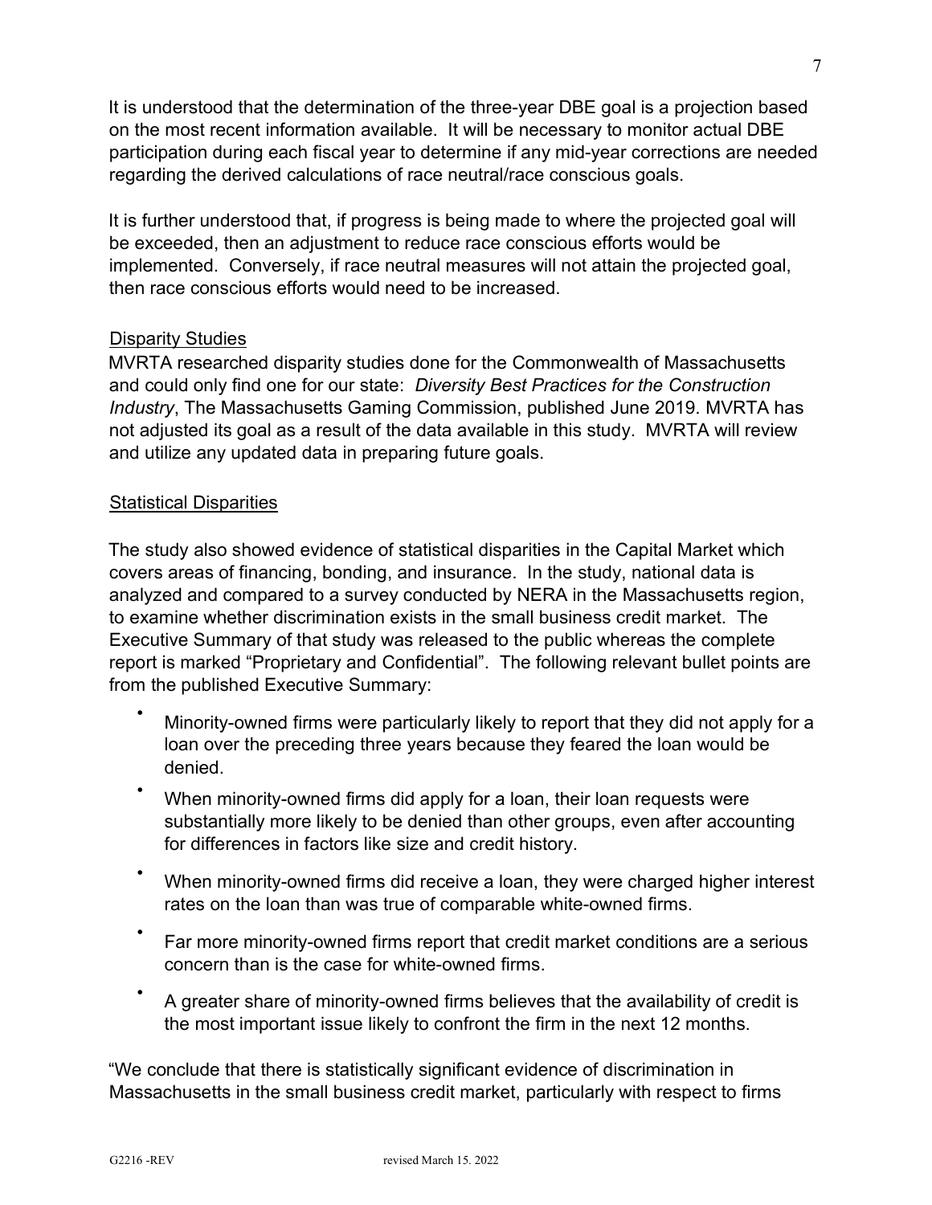It is understood that the determination of the three-year DBE goal is a projection based on the most recent information available. It will be necessary to monitor actual DBE participation during each fiscal year to determine if any mid-year corrections are needed regarding the derived calculations of race neutral/race conscious goals.

It is further understood that, if progress is being made to where the projected goal will be exceeded, then an adjustment to reduce race conscious efforts would be implemented. Conversely, if race neutral measures will not attain the projected goal, then race conscious efforts would need to be increased.

## Disparity Studies

MVRTA researched disparity studies done for the Commonwealth of Massachusetts and could only find one for our state: *Diversity Best Practices for the Construction Industry*, The Massachusetts Gaming Commission, published June 2019. MVRTA has not adjusted its goal as a result of the data available in this study. MVRTA will review and utilize any updated data in preparing future goals.

## Statistical Disparities

The study also showed evidence of statistical disparities in the Capital Market which covers areas of financing, bonding, and insurance. In the study, national data is analyzed and compared to a survey conducted by NERA in the Massachusetts region, to examine whether discrimination exists in the small business credit market. The Executive Summary of that study was released to the public whereas the complete report is marked "Proprietary and Confidential". The following relevant bullet points are from the published Executive Summary:

- Minority-owned firms were particularly likely to report that they did not apply for a loan over the preceding three years because they feared the loan would be denied.
- When minority-owned firms did apply for a loan, their loan requests were substantially more likely to be denied than other groups, even after accounting for differences in factors like size and credit history.
- When minority-owned firms did receive a loan, they were charged higher interest rates on the loan than was true of comparable white-owned firms.
- Far more minority-owned firms report that credit market conditions are a serious concern than is the case for white-owned firms.
- A greater share of minority-owned firms believes that the availability of credit is the most important issue likely to confront the firm in the next 12 months.

"We conclude that there is statistically significant evidence of discrimination in Massachusetts in the small business credit market, particularly with respect to firms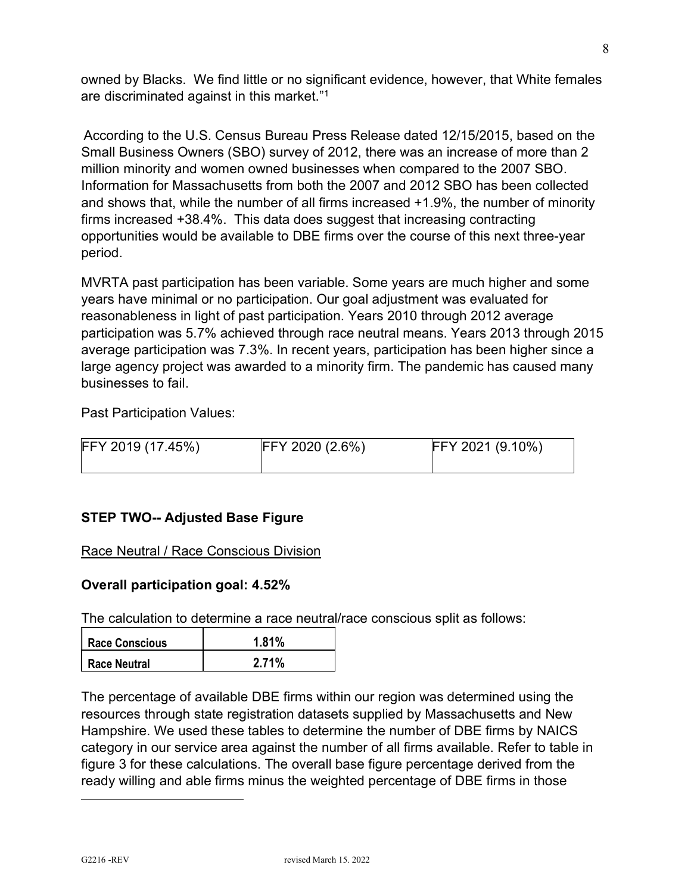owned by Blacks. We find little or no significant evidence, however, that White females are discriminated against in this market."[1]

According to the U.S. Census Bureau Press Release dated 12/15/2015, based on the Small Business Owners (SBO) survey of 2012, there was an increase of more than 2 million minority and women owned businesses when compared to the 2007 SBO. Information for Massachusetts from both the 2007 and 2012 SBO has been collected and shows that, while the number of all firms increased +1.9%, the number of minority firms increased +38.4%. This data does suggest that increasing contracting opportunities would be available to DBE firms over the course of this next three-year period.

MVRTA past participation has been variable. Some years are much higher and some years have minimal or no participation. Our goal adjustment was evaluated for reasonableness in light of past participation. Years 2010 through 2012 average participation was 5.7% achieved through race neutral means. Years 2013 through 2015 average participation was 7.3%. In recent years, participation has been higher since a large agency project was awarded to a minority firm. The pandemic has caused many businesses to fail.

Past Participation Values:

| | | |
|---|---|---|
| FFY 2019 (17.45%) | FFY 2020 (2.6%) | FFY 2021 (9.10%) |

**STEP TWO-- Adjusted Base Figure**

Race Neutral / Race Conscious Division

**Overall participation goal: 4.52%**

The calculation to determine a race neutral/race conscious split as follows:

| | |
|---|---|
| **Race Conscious** | **1.81%** |
| **Race Neutral** | **2.71%** |

The percentage of available DBE firms within our region was determined using the resources through state registration datasets supplied by Massachusetts and New Hampshire. We used these tables to determine the number of DBE firms by NAICS category in our service area against the number of all firms available. Refer to table in figure 3 for these calculations. The overall base figure percentage derived from the ready willing and able firms minus the weighted percentage of DBE firms in those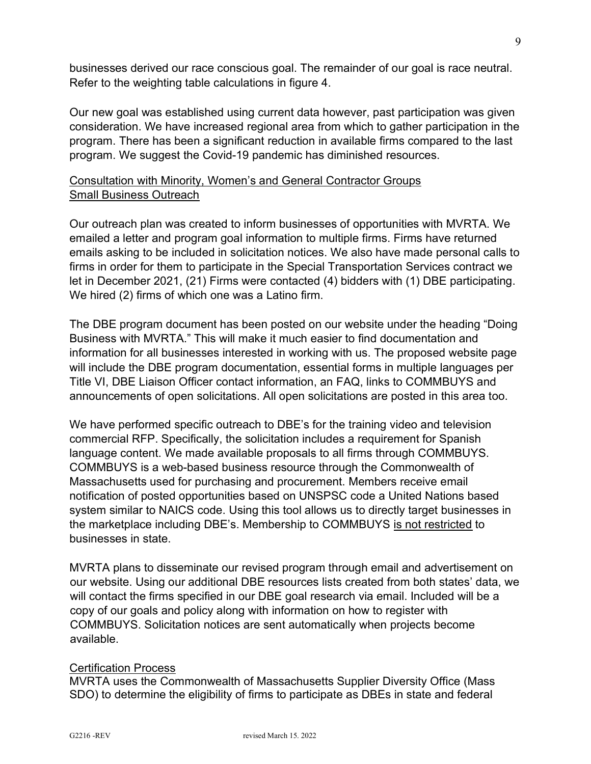businesses derived our race conscious goal. The remainder of our goal is race neutral. Refer to the weighting table calculations in figure 4.

Our new goal was established using current data however, past participation was given consideration. We have increased regional area from which to gather participation in the program. There has been a significant reduction in available firms compared to the last program. We suggest the Covid-19 pandemic has diminished resources.

<u>Consultation with Minority, Women's and General Contractor Groups</u>
<u>Small Business Outreach</u>

Our outreach plan was created to inform businesses of opportunities with MVRTA. We emailed a letter and program goal information to multiple firms. Firms have returned emails asking to be included in solicitation notices. We also have made personal calls to firms in order for them to participate in the Special Transportation Services contract we let in December 2021, (21) Firms were contacted (4) bidders with (1) DBE participating. We hired (2) firms of which one was a Latino firm.

The DBE program document has been posted on our website under the heading "Doing Business with MVRTA." This will make it much easier to find documentation and information for all businesses interested in working with us. The proposed website page will include the DBE program documentation, essential forms in multiple languages per Title VI, DBE Liaison Officer contact information, an FAQ, links to COMMBUYS and announcements of open solicitations. All open solicitations are posted in this area too.

We have performed specific outreach to DBE's for the training video and television commercial RFP. Specifically, the solicitation includes a requirement for Spanish language content. We made available proposals to all firms through COMMBUYS. COMMBUYS is a web-based business resource through the Commonwealth of Massachusetts used for purchasing and procurement. Members receive email notification of posted opportunities based on UNSPSC code a United Nations based system similar to NAICS code. Using this tool allows us to directly target businesses in the marketplace including DBE's. Membership to COMMBUYS <u>is not restricted</u> to businesses in state.

MVRTA plans to disseminate our revised program through email and advertisement on our website. Using our additional DBE resources lists created from both states' data, we will contact the firms specified in our DBE goal research via email. Included will be a copy of our goals and policy along with information on how to register with COMMBUYS. Solicitation notices are sent automatically when projects become available.

<u>Certification Process</u>

MVRTA uses the Commonwealth of Massachusetts Supplier Diversity Office (Mass SDO) to determine the eligibility of firms to participate as DBEs in state and federal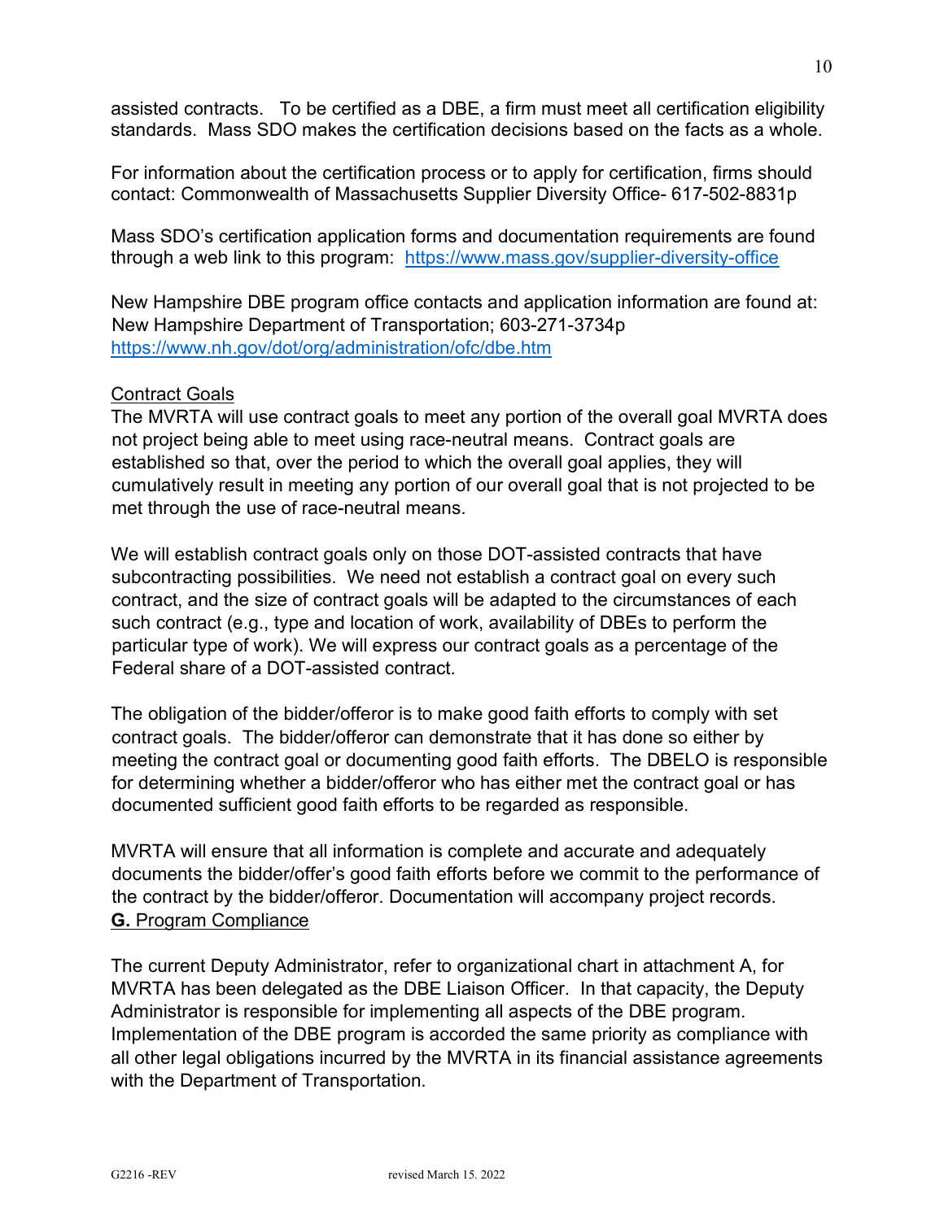assisted contracts. To be certified as a DBE, a firm must meet all certification eligibility standards. Mass SDO makes the certification decisions based on the facts as a whole.

For information about the certification process or to apply for certification, firms should contact: Commonwealth of Massachusetts Supplier Diversity Office- 617-502-8831p

Mass SDO's certification application forms and documentation requirements are found through a web link to this program: [https://www.mass.gov/supplier-diversity-office](https://www.mass.gov/supplier-diversity-office)

New Hampshire DBE program office contacts and application information are found at: New Hampshire Department of Transportation; 603-271-3734p
[https://www.nh.gov/dot/org/administration/ofc/dbe.htm](https://www.nh.gov/dot/org/administration/ofc/dbe.htm)

Contract Goals

The MVRTA will use contract goals to meet any portion of the overall goal MVRTA does not project being able to meet using race-neutral means. Contract goals are established so that, over the period to which the overall goal applies, they will cumulatively result in meeting any portion of our overall goal that is not projected to be met through the use of race-neutral means.

We will establish contract goals only on those DOT-assisted contracts that have subcontracting possibilities. We need not establish a contract goal on every such contract, and the size of contract goals will be adapted to the circumstances of each such contract (e.g., type and location of work, availability of DBEs to perform the particular type of work). We will express our contract goals as a percentage of the Federal share of a DOT-assisted contract.

The obligation of the bidder/offeror is to make good faith efforts to comply with set contract goals. The bidder/offeror can demonstrate that it has done so either by meeting the contract goal or documenting good faith efforts. The DBELO is responsible for determining whether a bidder/offeror who has either met the contract goal or has documented sufficient good faith efforts to be regarded as responsible.

MVRTA will ensure that all information is complete and accurate and adequately documents the bidder/offer's good faith efforts before we commit to the performance of the contract by the bidder/offeror. Documentation will accompany project records.

**G.** Program Compliance

The current Deputy Administrator, refer to organizational chart in attachment A, for MVRTA has been delegated as the DBE Liaison Officer. In that capacity, the Deputy Administrator is responsible for implementing all aspects of the DBE program. Implementation of the DBE program is accorded the same priority as compliance with all other legal obligations incurred by the MVRTA in its financial assistance agreements with the Department of Transportation.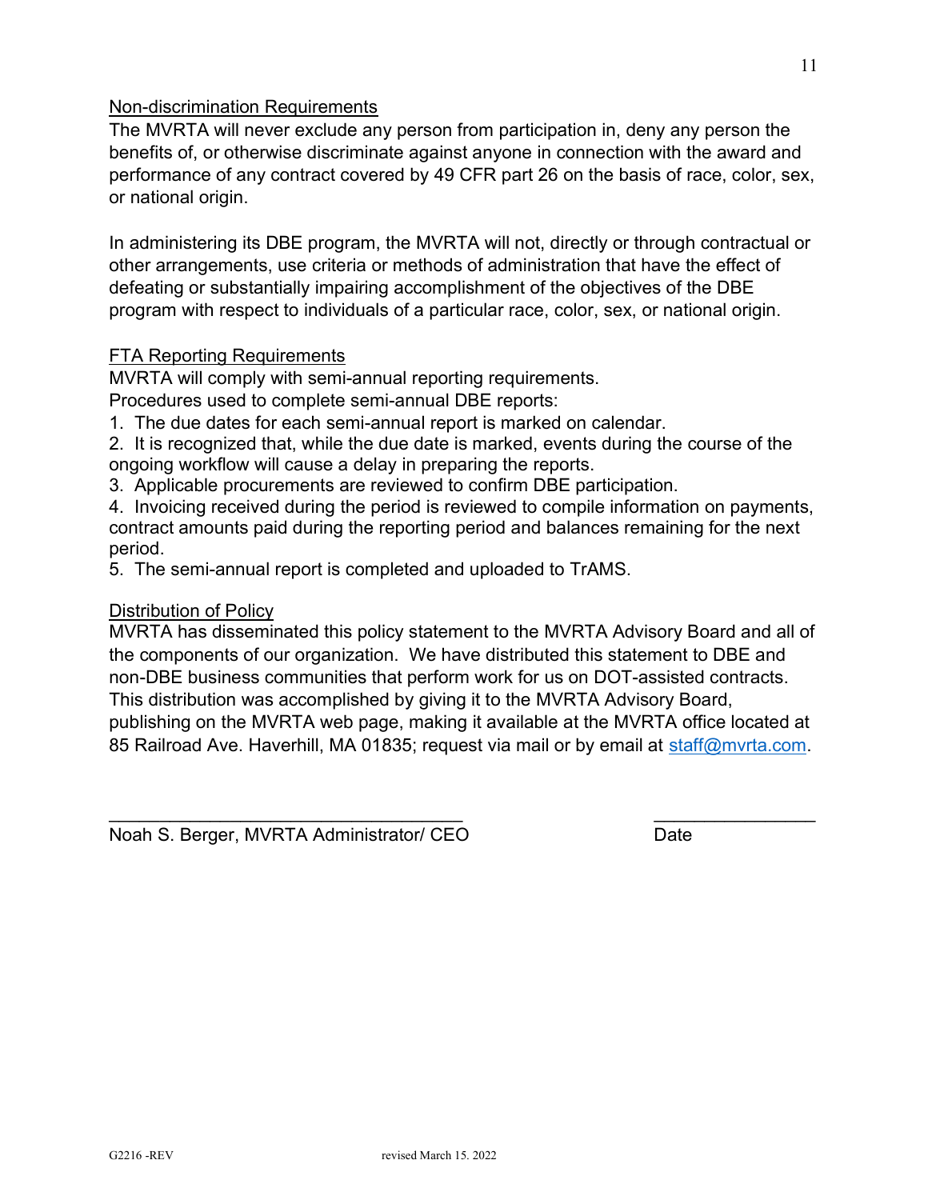Non-discrimination Requirements

The MVRTA will never exclude any person from participation in, deny any person the benefits of, or otherwise discriminate against anyone in connection with the award and performance of any contract covered by 49 CFR part 26 on the basis of race, color, sex, or national origin.

In administering its DBE program, the MVRTA will not, directly or through contractual or other arrangements, use criteria or methods of administration that have the effect of defeating or substantially impairing accomplishment of the objectives of the DBE program with respect to individuals of a particular race, color, sex, or national origin.

FTA Reporting Requirements

MVRTA will comply with semi-annual reporting requirements.
Procedures used to complete semi-annual DBE reports:

1. The due dates for each semi-annual report is marked on calendar.
2. It is recognized that, while the due date is marked, events during the course of the ongoing workflow will cause a delay in preparing the reports.
3. Applicable procurements are reviewed to confirm DBE participation.
4. Invoicing received during the period is reviewed to compile information on payments, contract amounts paid during the reporting period and balances remaining for the next period.
5. The semi-annual report is completed and uploaded to TrAMS.

Distribution of Policy

MVRTA has disseminated this policy statement to the MVRTA Advisory Board and all of the components of our organization. We have distributed this statement to DBE and non-DBE business communities that perform work for us on DOT-assisted contracts. This distribution was accomplished by giving it to the MVRTA Advisory Board, publishing on the MVRTA web page, making it available at the MVRTA office located at 85 Railroad Ave. Haverhill, MA 01835; request via mail or by email at staff@mvrta.com.

___________________________________ ________________
Noah S. Berger, MVRTA Administrator/ CEO Date

G2216 -REV revised March 15. 2022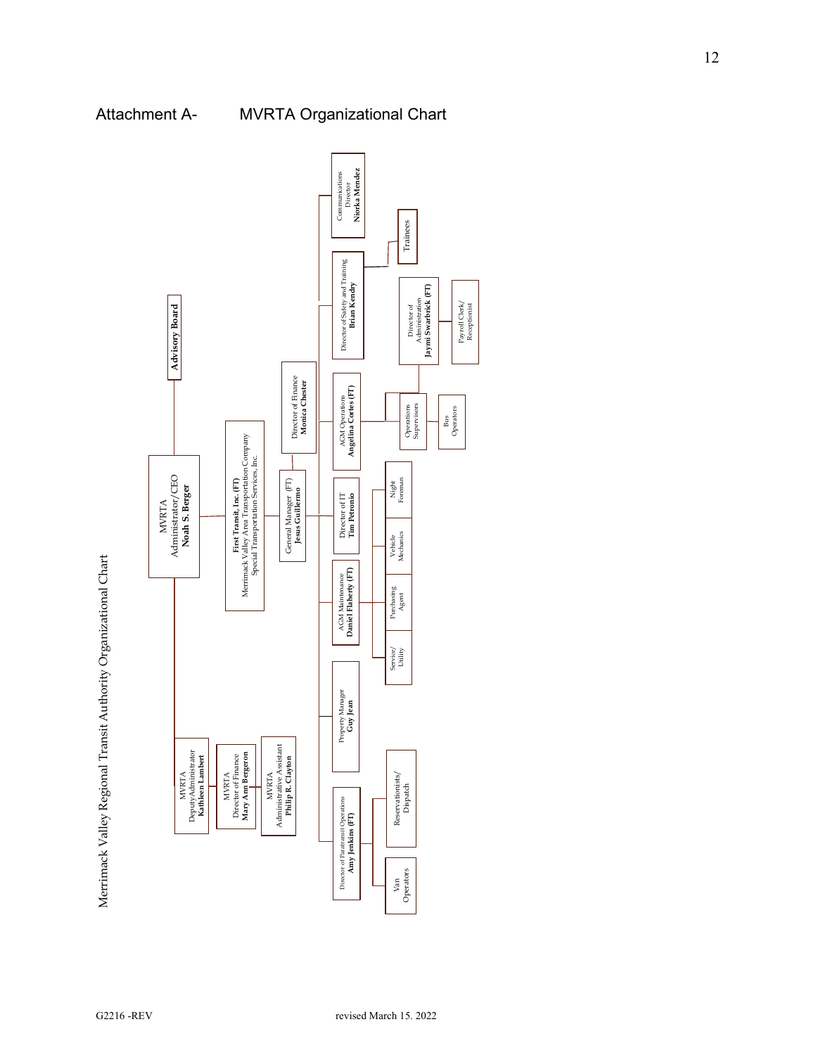# Attachment A- MVRTA Organizational Chart

Merrimack Valley Regional Transit Authority Organizational Chart

Advisory Board

MVRTA
Administrator/CEO
**Noah S. Berger**

MVRTA
Deputy Administrator
**Kathleen Lambert**

MVRTA
Director of Finance
**Mary Ann Bergeron**

MVRTA
Administrative Assistant
**Philip R. Clayton**

**First Transit, Inc. (FT)**
Merrimack Valley Area Transportation Company
Special Transportation Services, Inc.

General Manager (FT)
**Jesus Guillermo**

Director of Finance
**Monica Chester**

Director of Paratransit Operations
**Amy Jenkins (FT)**

Van Operators

Reservationists/ Dispatch

Property Manager
**Guy Jean**

AGM Maintenance
**Daniel Flaherty (FT)**

Service/ Utility

Purchasing Agent

Vehicle Mechanics

Night Foreman

Director of IT
**Tim Petronio**

AGM Operations
**Angelina Cortes (FT)**

Operations Supervisors

Bus Operators

Director of Administration
**Jaymi Swarbrick (FT)**

Payroll Clerk/ Receptionist

Director of Safety and Training
**Brian Kendry**

Trainees

Communications Director
**Niorka Mendez**

G2216 -REV revised March 15. 2022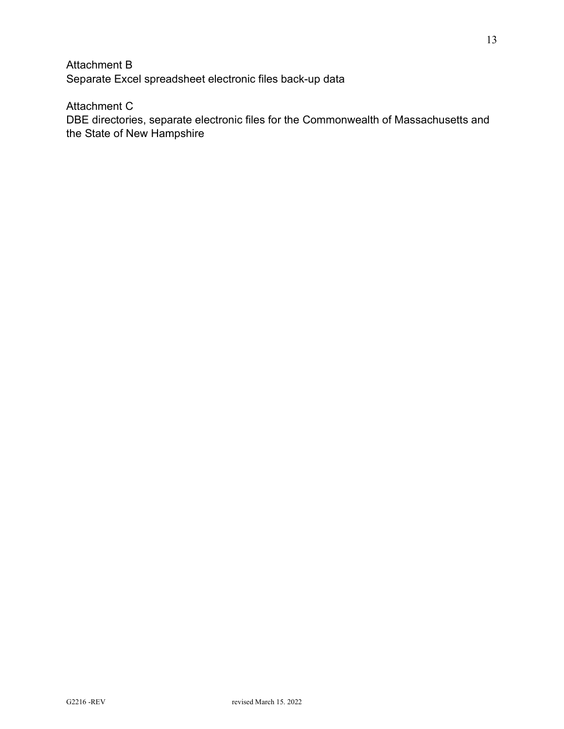Attachment B
Separate Excel spreadsheet electronic files back-up data

Attachment C
DBE directories, separate electronic files for the Commonwealth of Massachusetts and the State of New Hampshire